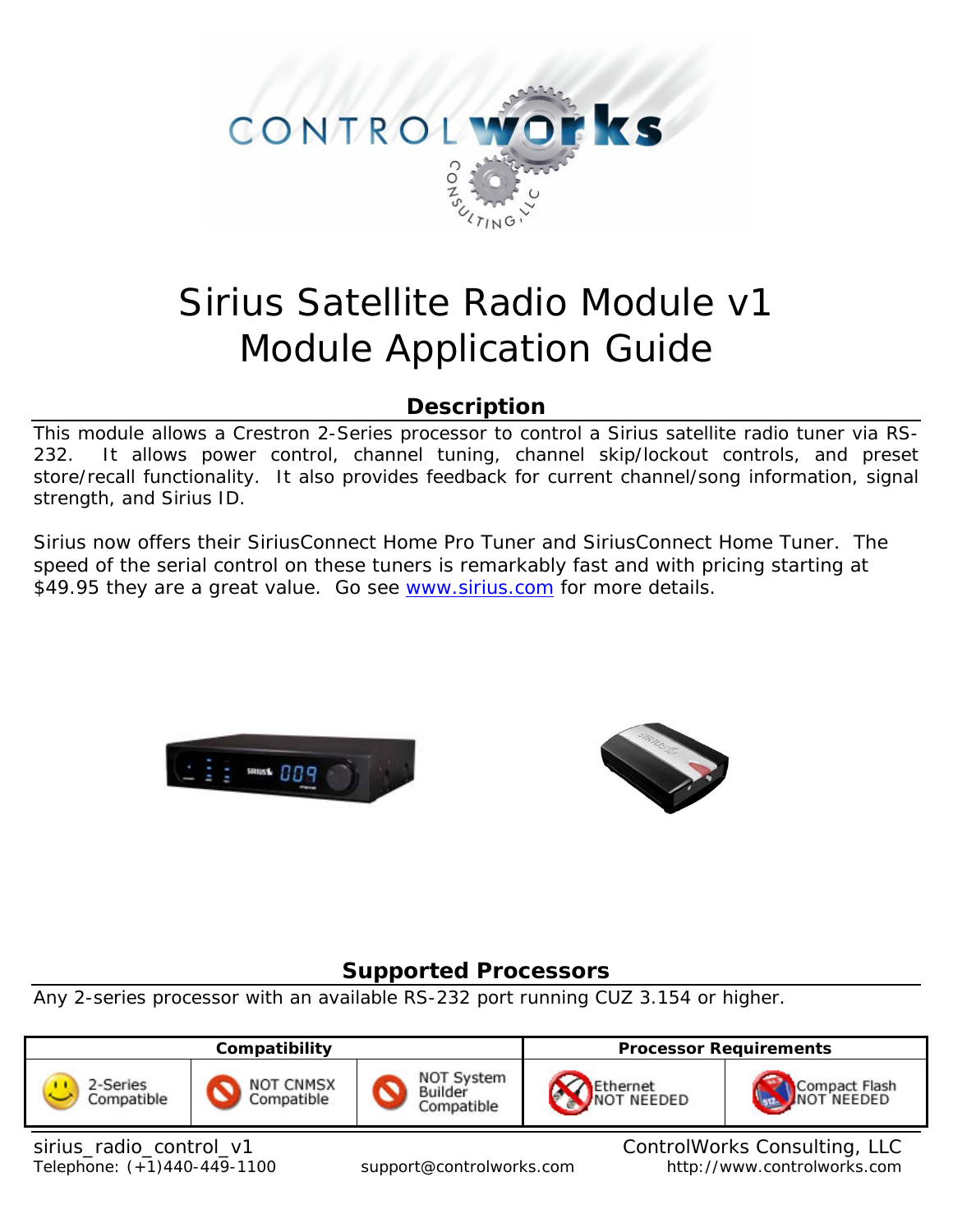# Sirius Satellite Radio Module v1
# Module Application Guide

## Description

This module allows a Crestron 2-Series processor to control a Sirius satellite radio tuner via RS-232. It allows power control, channel tuning, channel skip/lockout controls, and preset store/recall functionality. It also provides feedback for current channel/song information, signal strength, and Sirius ID.

Sirius now offers their SiriusConnect Home Pro Tuner and SiriusConnect Home Tuner. The speed of the serial control on these tuners is remarkably fast and with pricing starting at $49.95 they are a great value. Go see www.sirius.com for more details.

## Supported Processors

Any 2-series processor with an available RS-232 port running CUZ 3.154 or higher.

| Compatibility | | | Processor Requirements | |
|---|---|---|---|---|
| 2-Series Compatible | NOT CNMSX Compatible | NOT System Builder Compatible | Ethernet NOT NEEDED | Compact Flash NOT NEEDED |

sirius_radio_control_v1
Telephone: (+1)440-449-1100 support@controlworks.com
ControlWorks Consulting, LLC
http://www.controlworks.com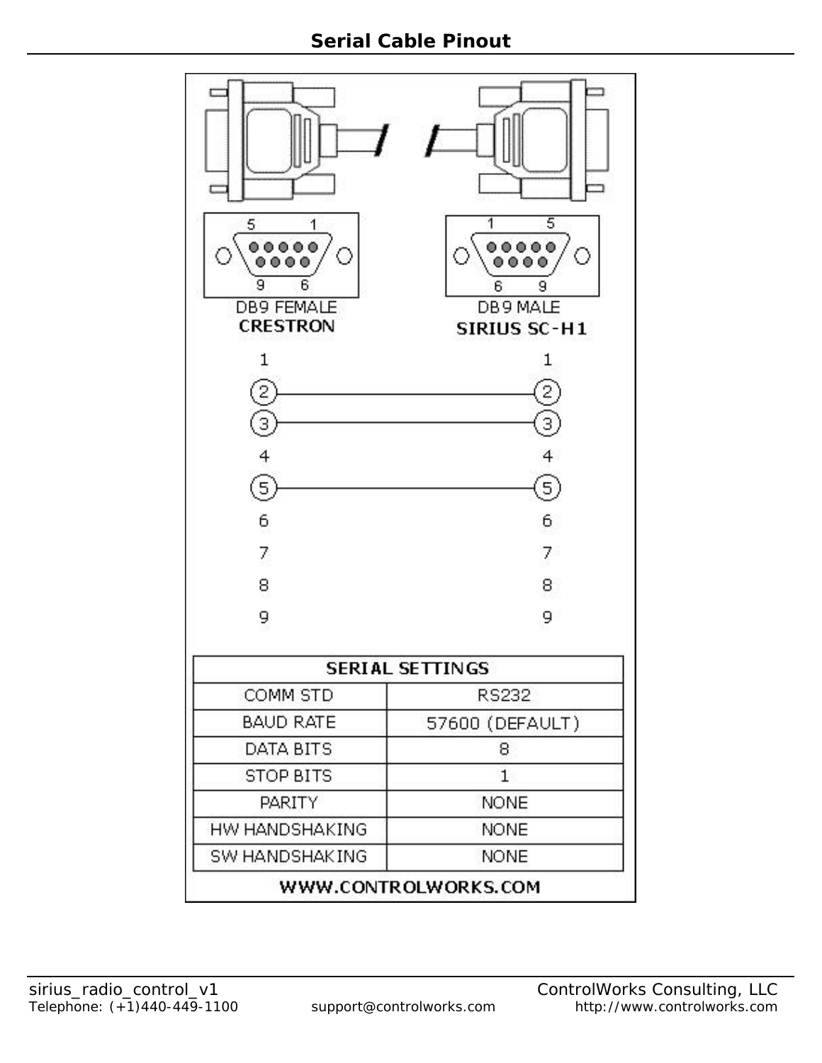# Serial Cable Pinout

DB9 FEMALE
**CRESTRON**

DB9 MALE
**SIRIUS SC-H1**

| CRESTRON | | SIRIUS SC-H1 |
|---|---|---|
| 1 | | 1 |
| 2 | ——— | 2 |
| 3 | ——— | 3 |
| 4 | | 4 |
| 5 | ——— | 5 |
| 6 | | 6 |
| 7 | | 7 |
| 8 | | 8 |
| 9 | | 9 |

| SERIAL SETTINGS | |
|---|---|
| COMM STD | RS232 |
| BAUD RATE | 57600 (DEFAULT) |
| DATA BITS | 8 |
| STOP BITS | 1 |
| PARITY | NONE |
| HW HANDSHAKING | NONE |
| SW HANDSHAKING | NONE |

**WWW.CONTROLWORKS.COM**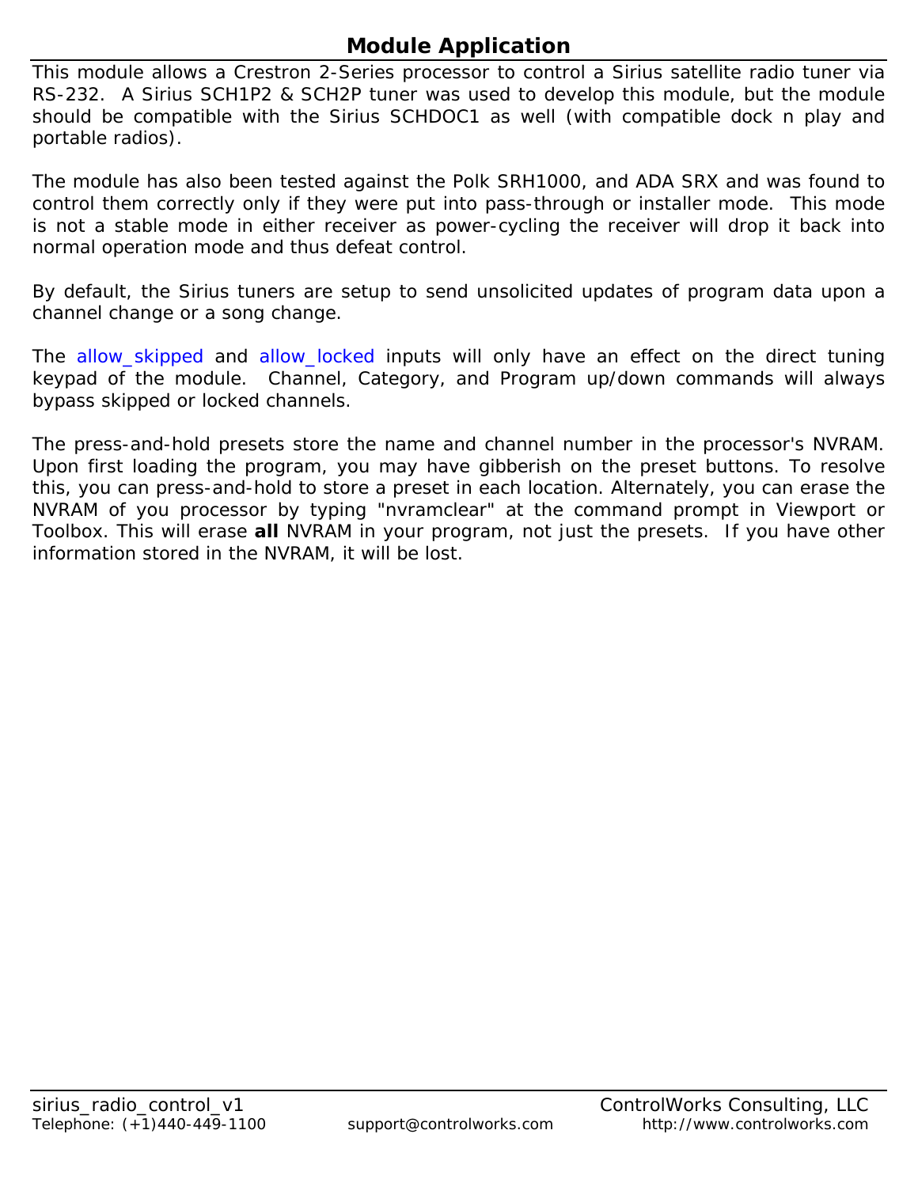# Module Application

This module allows a Crestron 2-Series processor to control a Sirius satellite radio tuner via RS-232. A Sirius SCH1P2 & SCH2P tuner was used to develop this module, but the module should be compatible with the Sirius SCHDOC1 as well (with compatible dock n play and portable radios).

The module has also been tested against the Polk SRH1000, and ADA SRX and was found to control them correctly only if they were put into pass-through or installer mode. This mode is not a stable mode in either receiver as power-cycling the receiver will drop it back into normal operation mode and thus defeat control.

By default, the Sirius tuners are setup to send unsolicited updates of program data upon a channel change or a song change.

The allow_skipped and allow_locked inputs will only have an effect on the direct tuning keypad of the module. Channel, Category, and Program up/down commands will always bypass skipped or locked channels.

The press-and-hold presets store the name and channel number in the processor's NVRAM. Upon first loading the program, you may have gibberish on the preset buttons. To resolve this, you can press-and-hold to store a preset in each location. Alternately, you can erase the NVRAM of you processor by typing "nvramclear" at the command prompt in Viewport or Toolbox. This will erase **all** NVRAM in your program, not just the presets. If you have other information stored in the NVRAM, it will be lost.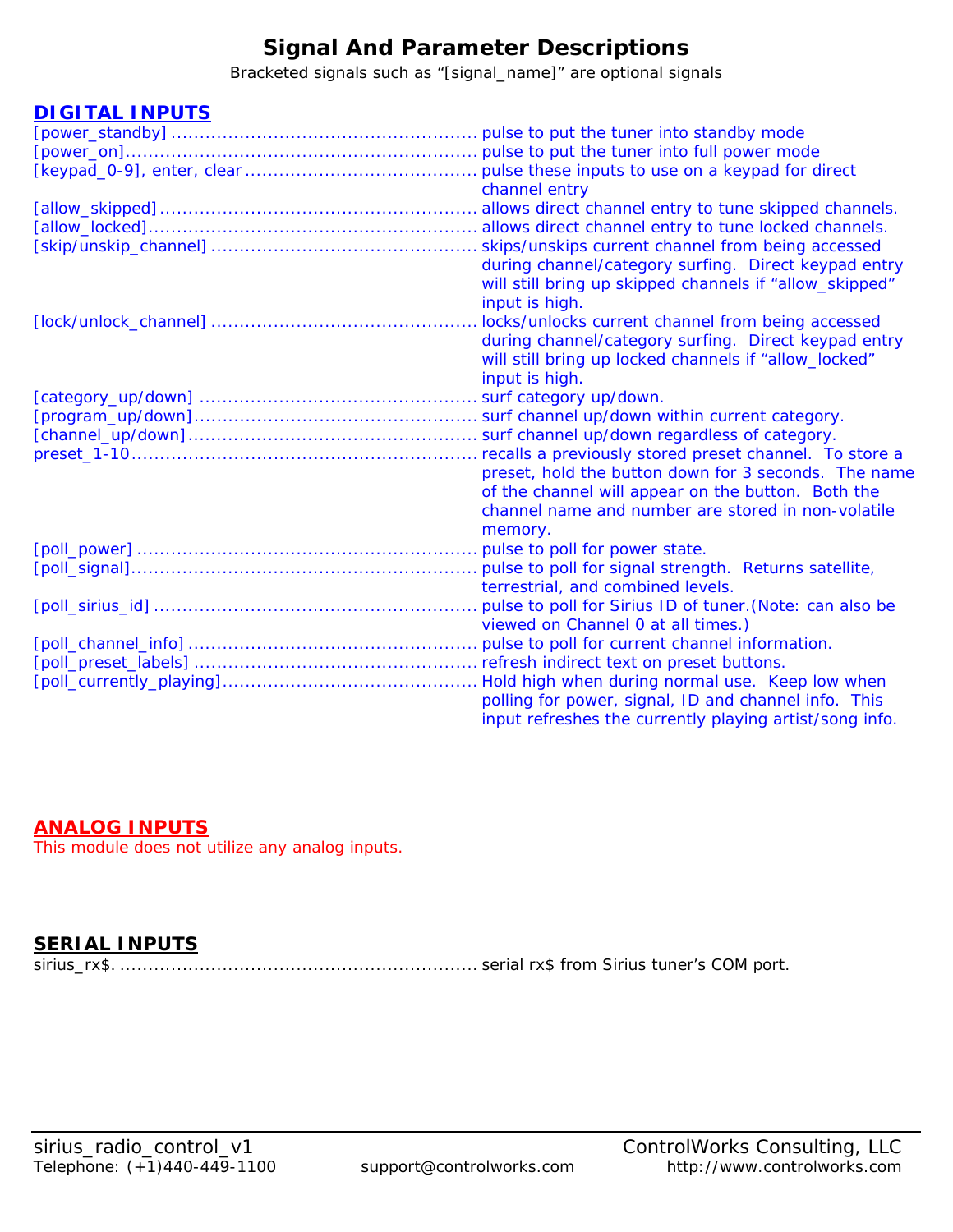# Signal And Parameter Descriptions

Bracketed signals such as "[signal_name]" are optional signals

## DIGITAL INPUTS

[power_standby] ...................................................... pulse to put the tuner into standby mode

[power_on]............................................................. pulse to put the tuner into full power mode

[keypad_0-9], enter, clear ........................................ pulse these inputs to use on a keypad for direct channel entry

[allow_skipped] ....................................................... allows direct channel entry to tune skipped channels.

[allow_locked]......................................................... allows direct channel entry to tune locked channels.

[skip/unskip_channel] .............................................. skips/unskips current channel from being accessed during channel/category surfing. Direct keypad entry will still bring up skipped channels if "allow_skipped" input is high.

[lock/unlock_channel] .............................................. locks/unlocks current channel from being accessed during channel/category surfing. Direct keypad entry will still bring up locked channels if "allow_locked" input is high.

[category_up/down] ................................................ surf category up/down.

[program_up/down].................................................. surf channel up/down within current category.

[channel_up/down]................................................... surf channel up/down regardless of category.

preset_1-10............................................................. recalls a previously stored preset channel. To store a preset, hold the button down for 3 seconds. The name of the channel will appear on the button. Both the channel name and number are stored in non-volatile memory.

[poll_power] ............................................................ pulse to poll for power state.

[poll_signal]............................................................. pulse to poll for signal strength. Returns satellite, terrestrial, and combined levels.

[poll_sirius_id] ........................................................ pulse to poll for Sirius ID of tuner.(Note: can also be viewed on Channel 0 at all times.)

[poll_channel_info] .................................................. pulse to poll for current channel information.

[poll_preset_labels] ................................................. refresh indirect text on preset buttons.

[poll_currently_playing]............................................. Hold high when during normal use. Keep low when polling for power, signal, ID and channel info. This input refreshes the currently playing artist/song info.

## ANALOG INPUTS

This module does not utilize any analog inputs.

## SERIAL INPUTS

sirius_rx$. ............................................................... serial rx$ from Sirius tuner's COM port.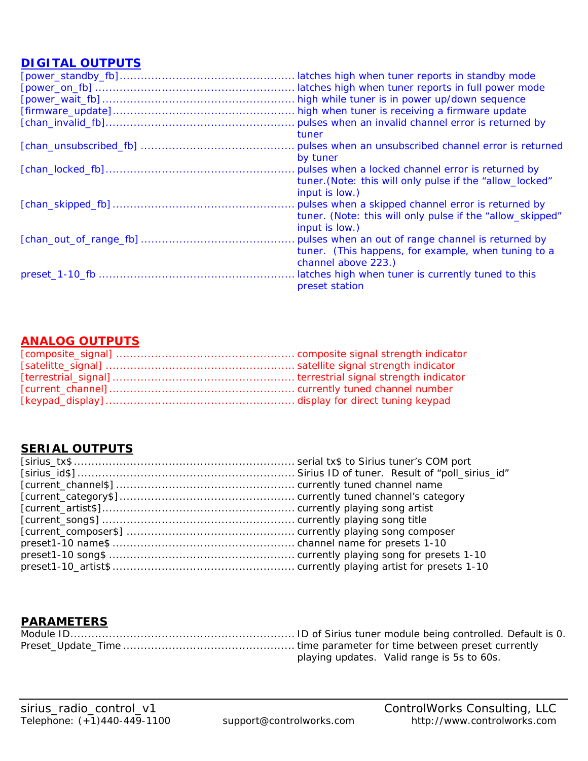## DIGITAL OUTPUTS

[power_standby_fb]................................................. latches high when tuner reports in standby mode
[power_on_fb] ......................................................... latches high when tuner reports in full power mode
[power_wait_fb]...................................................... high while tuner is in power up/down sequence
[firmware_update]................................................... high when tuner is receiving a firmware update
[chan_invalid_fb]..................................................... pulses when an invalid channel error is returned by tuner
[chan_unsubscribed_fb] ........................................... pulses when an unsubscribed channel error is returned by tuner
[chan_locked_fb]..................................................... pulses when a locked channel error is returned by tuner.(Note: this will only pulse if the “allow_locked” input is low.)
[chan_skipped_fb]................................................... pulses when a skipped channel error is returned by tuner. (Note: this will only pulse if the “allow_skipped” input is low.)
[chan_out_of_range_fb] ........................................... pulses when an out of range channel is returned by tuner. (This happens, for example, when tuning to a channel above 223.)
preset_1-10_fb ....................................................... latches high when tuner is currently tuned to this preset station

## ANALOG OUTPUTS

[composite_signal] ................................................... composite signal strength indicator
[satelitte_signal] ...................................................... satellite signal strength indicator
[terrestrial_signal].................................................... terrestrial signal strength indicator
[current_channel]..................................................... currently tuned channel number
[keypad_display]...................................................... display for direct tuning keypad

## SERIAL OUTPUTS

[sirius_tx$............................................................... serial tx$ to Sirius tuner’s COM port
[sirius_id$]............................................................. Sirius ID of tuner. Result of “poll_sirius_id”
[current_channel$]................................................... currently tuned channel name
[current_category$]................................................. currently tuned channel’s category
[current_artist$]...................................................... currently playing song artist
[current_song$] ...................................................... currently playing song title
[current_composer$] ................................................ currently playing song composer
preset1-10 name$ ................................................... channel name for presets 1-10
preset1-10 song$ .................................................... currently playing song for presets 1-10
preset1-10_artist$................................................... currently playing artist for presets 1-10

## PARAMETERS

Module ID................................................................ ID of Sirius tuner module being controlled. Default is 0.
Preset_Update_Time ................................................ time parameter for time between preset currently playing updates. Valid range is 5s to 60s.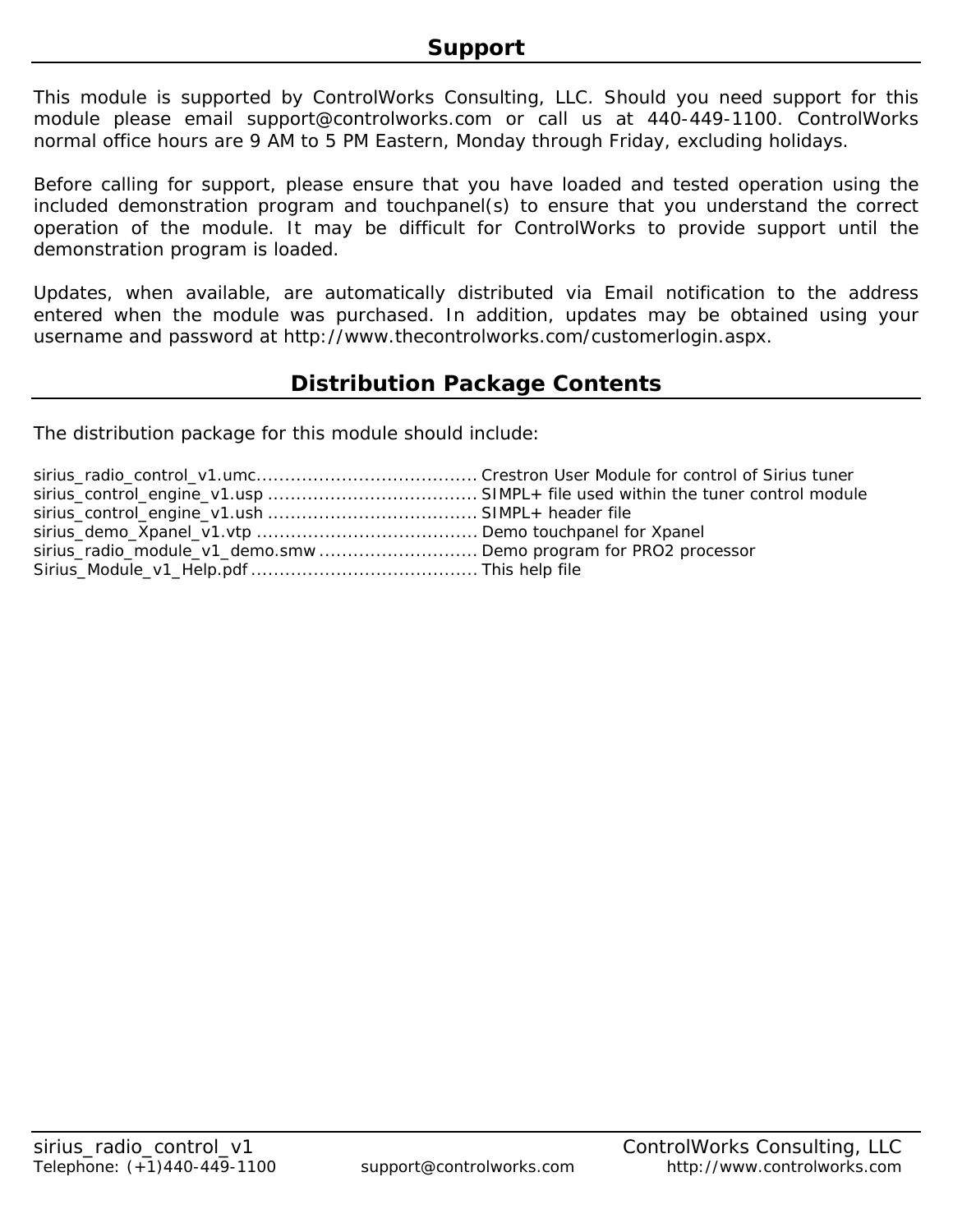## Support

This module is supported by ControlWorks Consulting, LLC. Should you need support for this module please email support@controlworks.com or call us at 440-449-1100. ControlWorks normal office hours are 9 AM to 5 PM Eastern, Monday through Friday, excluding holidays.

Before calling for support, please ensure that you have loaded and tested operation using the included demonstration program and touchpanel(s) to ensure that you understand the correct operation of the module. It may be difficult for ControlWorks to provide support until the demonstration program is loaded.

Updates, when available, are automatically distributed via Email notification to the address entered when the module was purchased. In addition, updates may be obtained using your username and password at http://www.thecontrolworks.com/customerlogin.aspx.

## Distribution Package Contents

The distribution package for this module should include:

sirius_radio_control_v1.umc....................................... Crestron User Module for control of Sirius tuner
sirius_control_engine_v1.usp ..................................... SIMPL+ file used within the tuner control module
sirius_control_engine_v1.ush ..................................... SIMPL+ header file
sirius_demo_Xpanel_v1.vtp ....................................... Demo touchpanel for Xpanel
sirius_radio_module_v1_demo.smw ............................ Demo program for PRO2 processor
Sirius_Module_v1_Help.pdf ........................................ This help file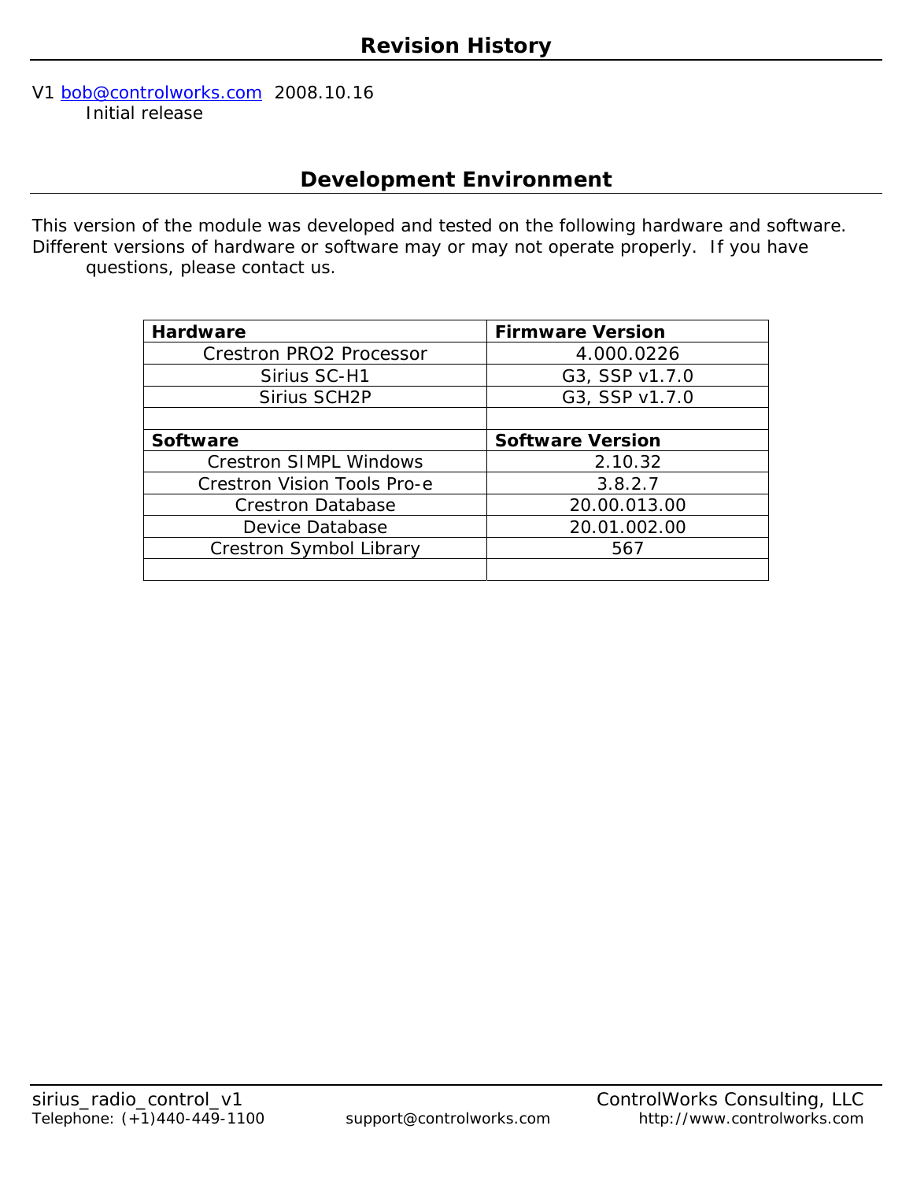## Revision History

V1 bob@controlworks.com 2008.10.16
Initial release

## Development Environment

This version of the module was developed and tested on the following hardware and software. Different versions of hardware or software may or may not operate properly. If you have questions, please contact us.

| **Hardware** | **Firmware Version** |
|---|---|
| Crestron PRO2 Processor | 4.000.0226 |
| Sirius SC-H1 | G3, SSP v1.7.0 |
| Sirius SCH2P | G3, SSP v1.7.0 |
| | |
| **Software** | **Software Version** |
| Crestron SIMPL Windows | 2.10.32 |
| Crestron Vision Tools Pro-e | 3.8.2.7 |
| Crestron Database | 20.00.013.00 |
| Device Database | 20.01.002.00 |
| Crestron Symbol Library | 567 |
| | |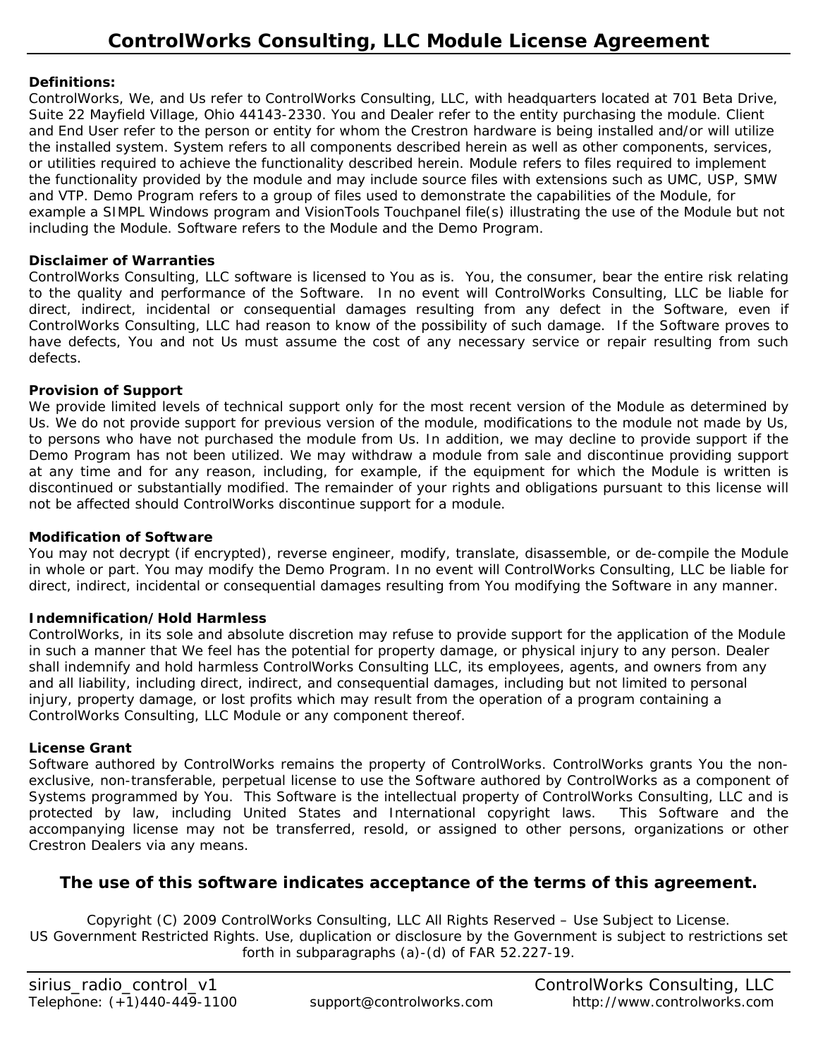# ControlWorks Consulting, LLC Module License Agreement

**Definitions:**
ControlWorks, We, and Us refer to ControlWorks Consulting, LLC, with headquarters located at 701 Beta Drive, Suite 22 Mayfield Village, Ohio 44143-2330. You and Dealer refer to the entity purchasing the module. Client and End User refer to the person or entity for whom the Crestron hardware is being installed and/or will utilize the installed system. System refers to all components described herein as well as other components, services, or utilities required to achieve the functionality described herein. Module refers to files required to implement the functionality provided by the module and may include source files with extensions such as UMC, USP, SMW and VTP. Demo Program refers to a group of files used to demonstrate the capabilities of the Module, for example a SIMPL Windows program and VisionTools Touchpanel file(s) illustrating the use of the Module but not including the Module. Software refers to the Module and the Demo Program.

**Disclaimer of Warranties**
ControlWorks Consulting, LLC software is licensed to You as is. You, the consumer, bear the entire risk relating to the quality and performance of the Software. In no event will ControlWorks Consulting, LLC be liable for direct, indirect, incidental or consequential damages resulting from any defect in the Software, even if ControlWorks Consulting, LLC had reason to know of the possibility of such damage. If the Software proves to have defects, You and not Us must assume the cost of any necessary service or repair resulting from such defects.

**Provision of Support**
We provide limited levels of technical support only for the most recent version of the Module as determined by Us. We do not provide support for previous version of the module, modifications to the module not made by Us, to persons who have not purchased the module from Us. In addition, we may decline to provide support if the Demo Program has not been utilized. We may withdraw a module from sale and discontinue providing support at any time and for any reason, including, for example, if the equipment for which the Module is written is discontinued or substantially modified. The remainder of your rights and obligations pursuant to this license will not be affected should ControlWorks discontinue support for a module.

**Modification of Software**
You may not decrypt (if encrypted), reverse engineer, modify, translate, disassemble, or de-compile the Module in whole or part. You may modify the Demo Program. In no event will ControlWorks Consulting, LLC be liable for direct, indirect, incidental or consequential damages resulting from You modifying the Software in any manner.

**Indemnification/Hold Harmless**
ControlWorks, in its sole and absolute discretion may refuse to provide support for the application of the Module in such a manner that We feel has the potential for property damage, or physical injury to any person. Dealer shall indemnify and hold harmless ControlWorks Consulting LLC, its employees, agents, and owners from any and all liability, including direct, indirect, and consequential damages, including but not limited to personal injury, property damage, or lost profits which may result from the operation of a program containing a ControlWorks Consulting, LLC Module or any component thereof.

**License Grant**
Software authored by ControlWorks remains the property of ControlWorks. ControlWorks grants You the non-exclusive, non-transferable, perpetual license to use the Software authored by ControlWorks as a component of Systems programmed by You. This Software is the intellectual property of ControlWorks Consulting, LLC and is protected by law, including United States and International copyright laws. This Software and the accompanying license may not be transferred, resold, or assigned to other persons, organizations or other Crestron Dealers via any means.

**The use of this software indicates acceptance of the terms of this agreement.**

Copyright (C) 2009 ControlWorks Consulting, LLC All Rights Reserved – Use Subject to License.
US Government Restricted Rights. Use, duplication or disclosure by the Government is subject to restrictions set forth in subparagraphs (a)-(d) of FAR 52.227-19.